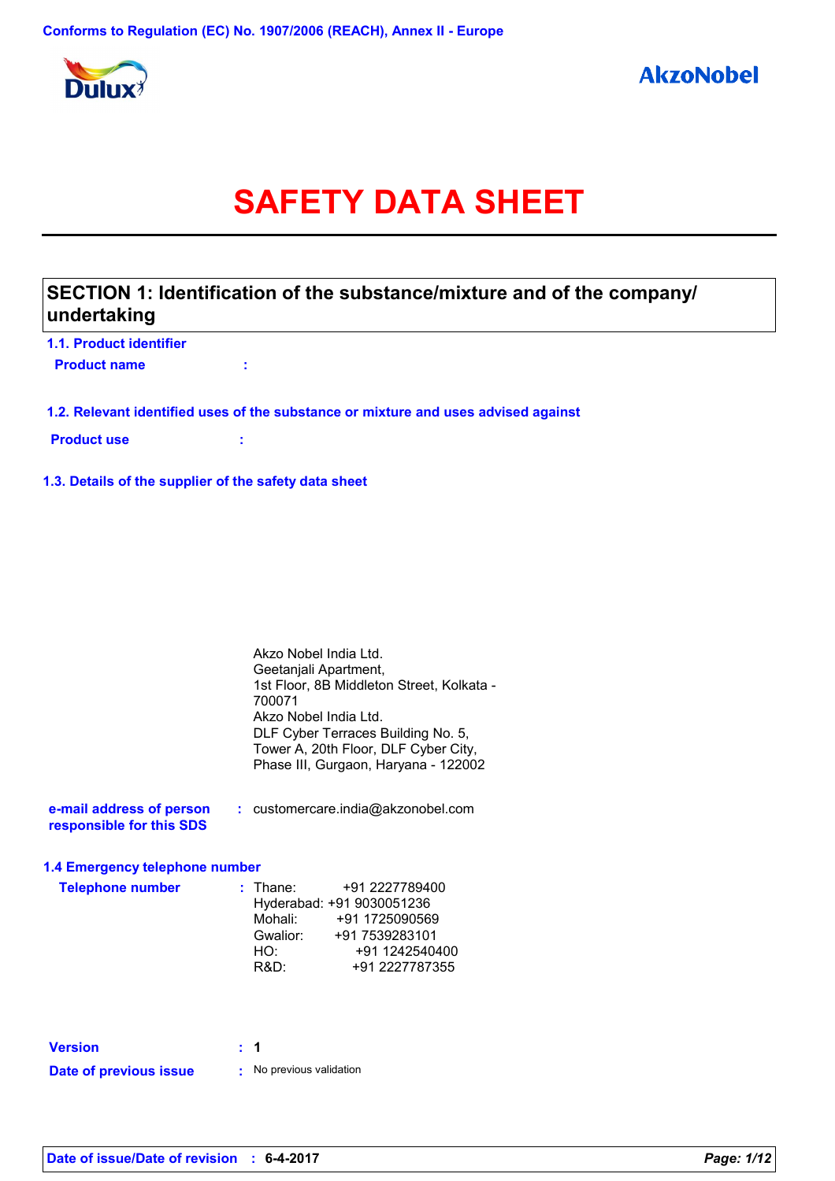Conforms to Regulation (EC) No. 1907/2006 (REACH), Annex II - Europe

Dulux

AkzoNobel

# SAFETY DATA SHEET

## SECTION 1: Identification of the substance/mixture and of the company/ undertaking

### 1.1. Product identifier

**Product name** :

### 1.2. Relevant identified uses of the substance or mixture and uses advised against

**Product use** :

### 1.3. Details of the supplier of the safety data sheet

Akzo Nobel India Ltd.
Geetanjali Apartment,
1st Floor, 8B Middleton Street, Kolkata - 700071
Akzo Nobel India Ltd.
DLF Cyber Terraces Building No. 5,
Tower A, 20th Floor, DLF Cyber City,
Phase III, Gurgaon, Haryana - 122002

**e-mail address of person responsible for this SDS** : customercare.india@akzonobel.com

### 1.4 Emergency telephone number

**Telephone number** :

Thane: +91 2227789400
Hyderabad: +91 9030051236
Mohali: +91 1725090569
Gwalior: +91 7539283101
HO: +91 1242540400
R&D: +91 2227787355

**Version** : **1**

**Date of previous issue** : No previous validation

**Date of issue/Date of revision** : **6-4-2017**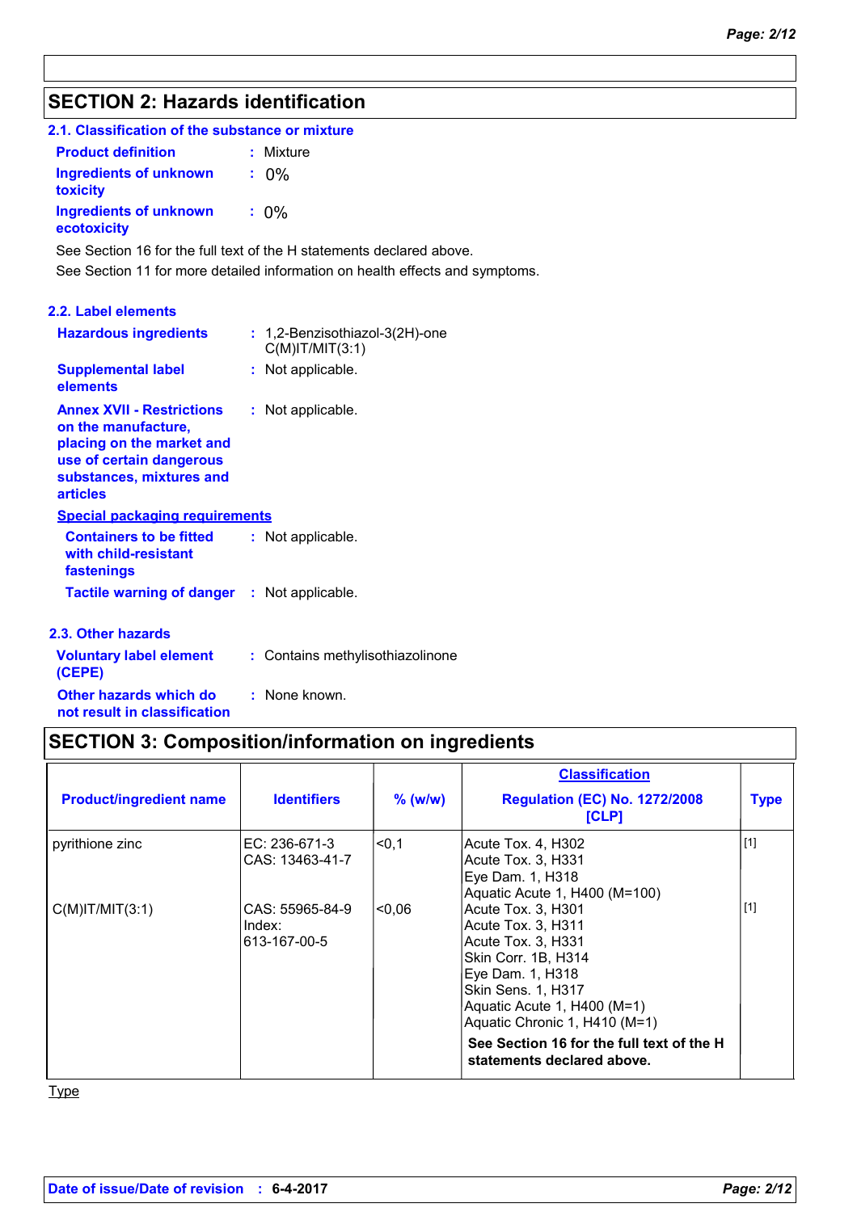## SECTION 2: Hazards identification

### 2.1. Classification of the substance or mixture

**Product definition** : Mixture

**Ingredients of unknown toxicity** : 0%

**Ingredients of unknown ecotoxicity** : 0%

See Section 16 for the full text of the H statements declared above.

See Section 11 for more detailed information on health effects and symptoms.

### 2.2. Label elements

**Hazardous ingredients** : 1,2-Benzisothiazol-3(2H)-one
C(M)IT/MIT(3:1)

**Supplemental label elements** : Not applicable.

**Annex XVII - Restrictions on the manufacture, placing on the market and use of certain dangerous substances, mixtures and articles** : Not applicable.

**Special packaging requirements**

**Containers to be fitted with child-resistant fastenings** : Not applicable.

**Tactile warning of danger** : Not applicable.

### 2.3. Other hazards

**Voluntary label element (CEPE)** : Contains methylisothiazolinone

**Other hazards which do not result in classification** : None known.

## SECTION 3: Composition/information on ingredients

| Product/ingredient name | Identifiers | % (w/w) | Classification Regulation (EC) No. 1272/2008 [CLP] | Type |
|---|---|---|---|---|
| pyrithione zinc | EC: 236-671-3<br>CAS: 13463-41-7 | <0,1 | Acute Tox. 4, H302<br>Acute Tox. 3, H331<br>Eye Dam. 1, H318<br>Aquatic Acute 1, H400 (M=100) | [1] |
| C(M)IT/MIT(3:1) | CAS: 55965-84-9<br>Index:<br>613-167-00-5 | <0,06 | Acute Tox. 3, H301<br>Acute Tox. 3, H311<br>Acute Tox. 3, H331<br>Skin Corr. 1B, H314<br>Eye Dam. 1, H318<br>Skin Sens. 1, H317<br>Aquatic Acute 1, H400 (M=1)<br>Aquatic Chronic 1, H410 (M=1) | [1] |
| | | | **See Section 16 for the full text of the H statements declared above.** | |

Type

Date of issue/Date of revision : 6-4-2017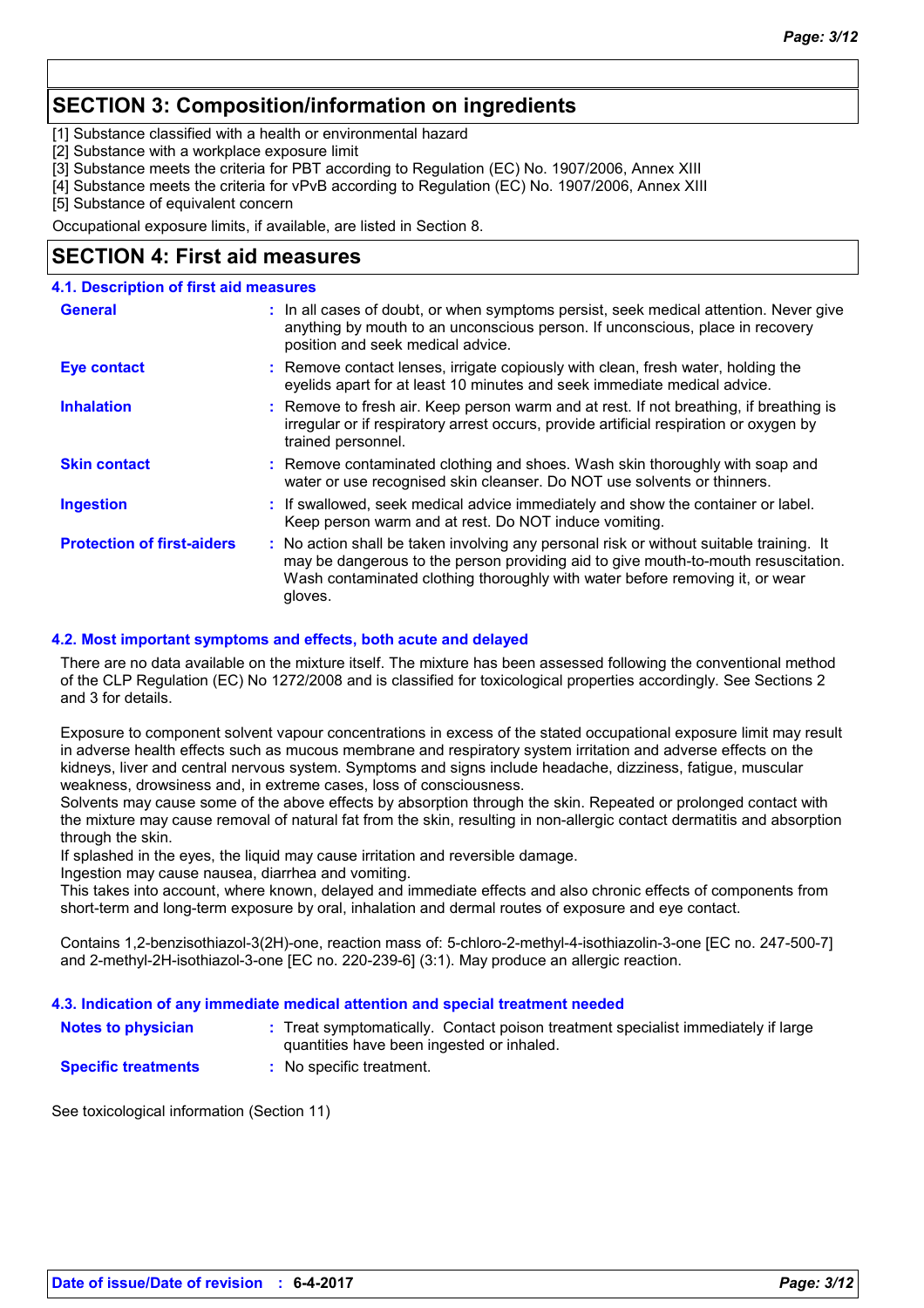## SECTION 3: Composition/information on ingredients

[1] Substance classified with a health or environmental hazard
[2] Substance with a workplace exposure limit
[3] Substance meets the criteria for PBT according to Regulation (EC) No. 1907/2006, Annex XIII
[4] Substance meets the criteria for vPvB according to Regulation (EC) No. 1907/2006, Annex XIII
[5] Substance of equivalent concern

Occupational exposure limits, if available, are listed in Section 8.

## SECTION 4: First aid measures

### 4.1. Description of first aid measures

| | |
|---|---|
| **General** | : In all cases of doubt, or when symptoms persist, seek medical attention. Never give anything by mouth to an unconscious person. If unconscious, place in recovery position and seek medical advice. |
| **Eye contact** | : Remove contact lenses, irrigate copiously with clean, fresh water, holding the eyelids apart for at least 10 minutes and seek immediate medical advice. |
| **Inhalation** | : Remove to fresh air. Keep person warm and at rest. If not breathing, if breathing is irregular or if respiratory arrest occurs, provide artificial respiration or oxygen by trained personnel. |
| **Skin contact** | : Remove contaminated clothing and shoes. Wash skin thoroughly with soap and water or use recognised skin cleanser. Do NOT use solvents or thinners. |
| **Ingestion** | : If swallowed, seek medical advice immediately and show the container or label. Keep person warm and at rest. Do NOT induce vomiting. |
| **Protection of first-aiders** | : No action shall be taken involving any personal risk or without suitable training. It may be dangerous to the person providing aid to give mouth-to-mouth resuscitation. Wash contaminated clothing thoroughly with water before removing it, or wear gloves. |

### 4.2. Most important symptoms and effects, both acute and delayed

There are no data available on the mixture itself. The mixture has been assessed following the conventional method of the CLP Regulation (EC) No 1272/2008 and is classified for toxicological properties accordingly. See Sections 2 and 3 for details.

Exposure to component solvent vapour concentrations in excess of the stated occupational exposure limit may result in adverse health effects such as mucous membrane and respiratory system irritation and adverse effects on the kidneys, liver and central nervous system. Symptoms and signs include headache, dizziness, fatigue, muscular weakness, drowsiness and, in extreme cases, loss of consciousness.
Solvents may cause some of the above effects by absorption through the skin. Repeated or prolonged contact with the mixture may cause removal of natural fat from the skin, resulting in non-allergic contact dermatitis and absorption through the skin.
If splashed in the eyes, the liquid may cause irritation and reversible damage.
Ingestion may cause nausea, diarrhea and vomiting.
This takes into account, where known, delayed and immediate effects and also chronic effects of components from short-term and long-term exposure by oral, inhalation and dermal routes of exposure and eye contact.

Contains 1,2-benzisothiazol-3(2H)-one, reaction mass of: 5-chloro-2-methyl-4-isothiazolin-3-one [EC no. 247-500-7] and 2-methyl-2H-isothiazol-3-one [EC no. 220-239-6] (3:1). May produce an allergic reaction.

### 4.3. Indication of any immediate medical attention and special treatment needed

| | |
|---|---|
| **Notes to physician** | : Treat symptomatically. Contact poison treatment specialist immediately if large quantities have been ingested or inhaled. |
| **Specific treatments** | : No specific treatment. |

See toxicological information (Section 11)

Date of issue/Date of revision : 6-4-2017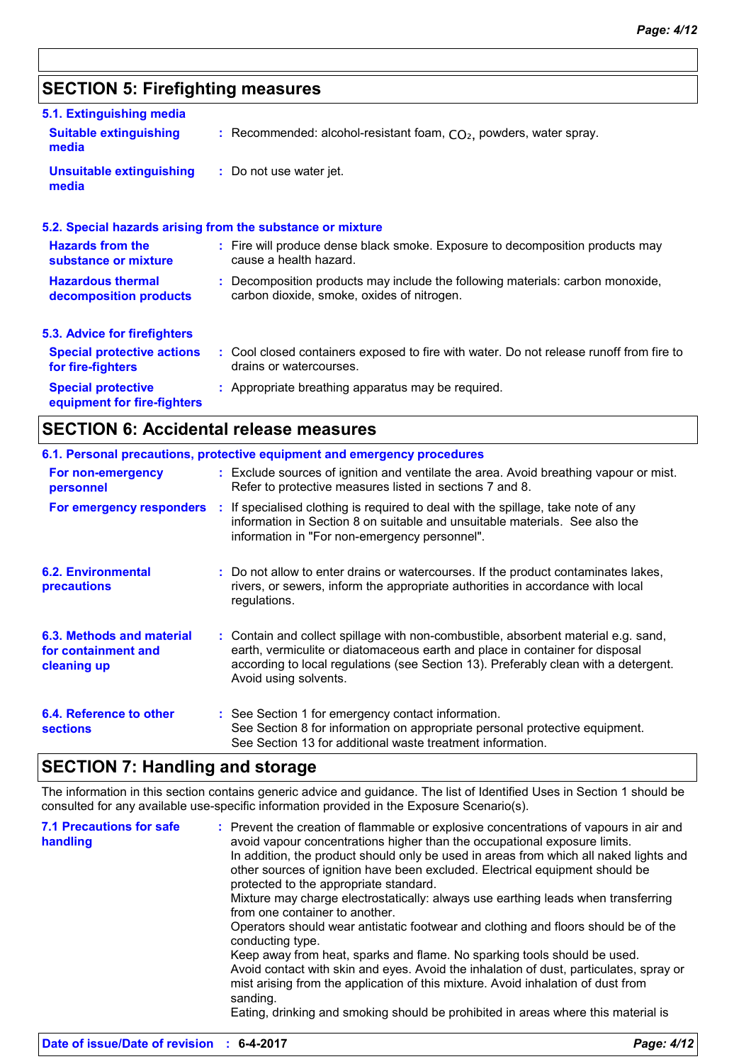## SECTION 5: Firefighting measures

### 5.1. Extinguishing media

| | |
|---|---|
| **Suitable extinguishing media** | : Recommended: alcohol-resistant foam, $CO_2$, powders, water spray. |
| **Unsuitable extinguishing media** | : Do not use water jet. |

### 5.2. Special hazards arising from the substance or mixture

| | |
|---|---|
| **Hazards from the substance or mixture** | : Fire will produce dense black smoke. Exposure to decomposition products may cause a health hazard. |
| **Hazardous thermal decomposition products** | : Decomposition products may include the following materials: carbon monoxide, carbon dioxide, smoke, oxides of nitrogen. |

### 5.3. Advice for firefighters

| | |
|---|---|
| **Special protective actions for fire-fighters** | : Cool closed containers exposed to fire with water. Do not release runoff from fire to drains or watercourses. |
| **Special protective equipment for fire-fighters** | : Appropriate breathing apparatus may be required. |

## SECTION 6: Accidental release measures

### 6.1. Personal precautions, protective equipment and emergency procedures

| | |
|---|---|
| **For non-emergency personnel** | : Exclude sources of ignition and ventilate the area. Avoid breathing vapour or mist. Refer to protective measures listed in sections 7 and 8. |
| **For emergency responders** | : If specialised clothing is required to deal with the spillage, take note of any information in Section 8 on suitable and unsuitable materials. See also the information in "For non-emergency personnel". |

| | |
|---|---|
| **6.2. Environmental precautions** | : Do not allow to enter drains or watercourses. If the product contaminates lakes, rivers, or sewers, inform the appropriate authorities in accordance with local regulations. |
| **6.3. Methods and material for containment and cleaning up** | : Contain and collect spillage with non-combustible, absorbent material e.g. sand, earth, vermiculite or diatomaceous earth and place in container for disposal according to local regulations (see Section 13). Preferably clean with a detergent. Avoid using solvents. |
| **6.4. Reference to other sections** | : See Section 1 for emergency contact information.<br>See Section 8 for information on appropriate personal protective equipment.<br>See Section 13 for additional waste treatment information. |

## SECTION 7: Handling and storage

The information in this section contains generic advice and guidance. The list of Identified Uses in Section 1 should be consulted for any available use-specific information provided in the Exposure Scenario(s).

| | |
|---|---|
| **7.1 Precautions for safe handling** | : Prevent the creation of flammable or explosive concentrations of vapours in air and avoid vapour concentrations higher than the occupational exposure limits.<br>In addition, the product should only be used in areas from which all naked lights and other sources of ignition have been excluded. Electrical equipment should be protected to the appropriate standard.<br>Mixture may charge electrostatically: always use earthing leads when transferring from one container to another.<br>Operators should wear antistatic footwear and clothing and floors should be of the conducting type.<br>Keep away from heat, sparks and flame. No sparking tools should be used.<br>Avoid contact with skin and eyes. Avoid the inhalation of dust, particulates, spray or mist arising from the application of this mixture. Avoid inhalation of dust from sanding.<br>Eating, drinking and smoking should be prohibited in areas where this material is |

**Date of issue/Date of revision** : **6-4-2017**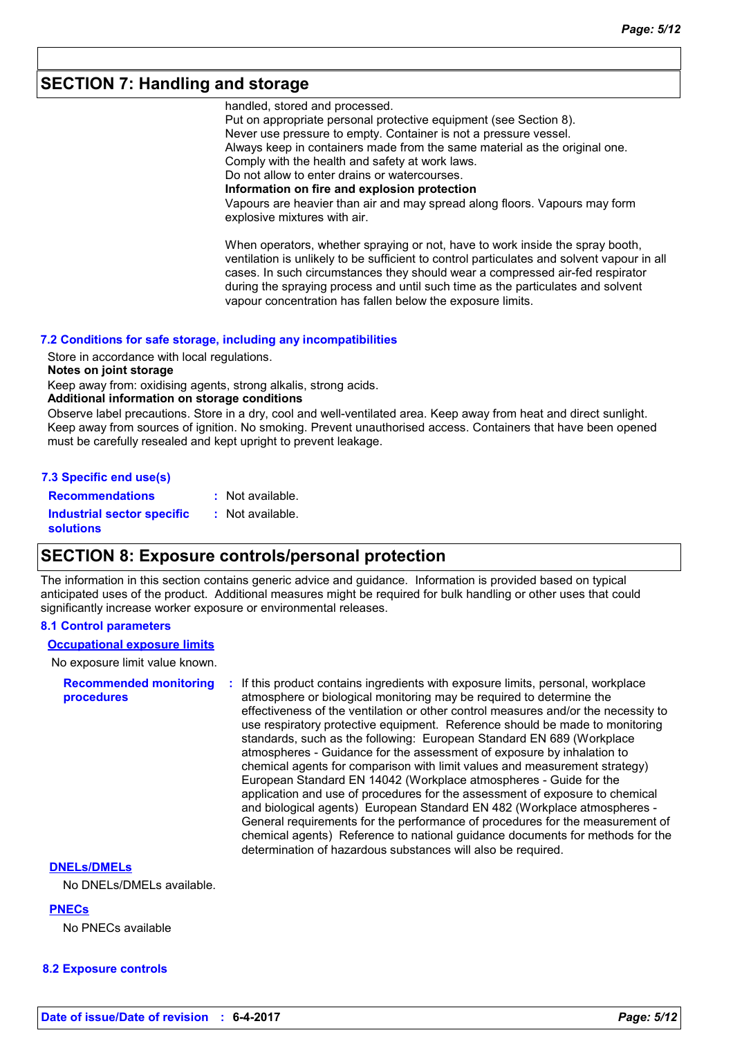## SECTION 7: Handling and storage

handled, stored and processed.
Put on appropriate personal protective equipment (see Section 8).
Never use pressure to empty. Container is not a pressure vessel.
Always keep in containers made from the same material as the original one.
Comply with the health and safety at work laws.
Do not allow to enter drains or watercourses.

**Information on fire and explosion protection**

Vapours are heavier than air and may spread along floors. Vapours may form explosive mixtures with air.

When operators, whether spraying or not, have to work inside the spray booth, ventilation is unlikely to be sufficient to control particulates and solvent vapour in all cases. In such circumstances they should wear a compressed air-fed respirator during the spraying process and until such time as the particulates and solvent vapour concentration has fallen below the exposure limits.

### 7.2 Conditions for safe storage, including any incompatibilities

Store in accordance with local regulations.

**Notes on joint storage**

Keep away from: oxidising agents, strong alkalis, strong acids.

**Additional information on storage conditions**

Observe label precautions. Store in a dry, cool and well-ventilated area. Keep away from heat and direct sunlight. Keep away from sources of ignition. No smoking. Prevent unauthorised access. Containers that have been opened must be carefully resealed and kept upright to prevent leakage.

### 7.3 Specific end use(s)

**Recommendations** : Not available.

**Industrial sector specific solutions** : Not available.

## SECTION 8: Exposure controls/personal protection

The information in this section contains generic advice and guidance. Information is provided based on typical anticipated uses of the product. Additional measures might be required for bulk handling or other uses that could significantly increase worker exposure or environmental releases.

### 8.1 Control parameters

**Occupational exposure limits**

No exposure limit value known.

**Recommended monitoring procedures** : If this product contains ingredients with exposure limits, personal, workplace atmosphere or biological monitoring may be required to determine the effectiveness of the ventilation or other control measures and/or the necessity to use respiratory protective equipment. Reference should be made to monitoring standards, such as the following: European Standard EN 689 (Workplace atmospheres - Guidance for the assessment of exposure by inhalation to chemical agents for comparison with limit values and measurement strategy) European Standard EN 14042 (Workplace atmospheres - Guide for the application and use of procedures for the assessment of exposure to chemical and biological agents) European Standard EN 482 (Workplace atmospheres - General requirements for the performance of procedures for the measurement of chemical agents) Reference to national guidance documents for methods for the determination of hazardous substances will also be required.

**DNELs/DMELs**

No DNELs/DMELs available.

**PNECs**

No PNECs available

### 8.2 Exposure controls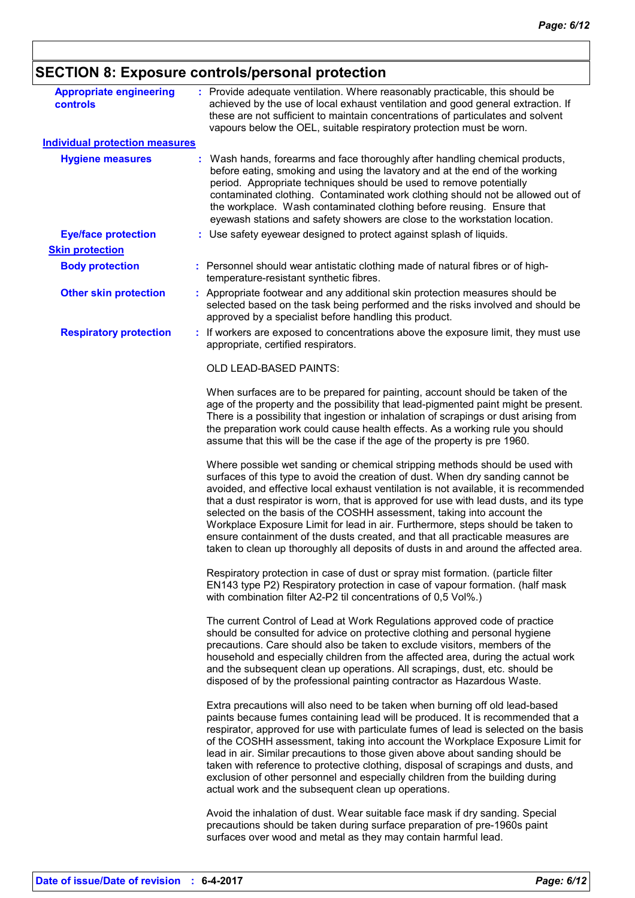## SECTION 8: Exposure controls/personal protection

**Appropriate engineering controls** : Provide adequate ventilation. Where reasonably practicable, this should be achieved by the use of local exhaust ventilation and good general extraction. If these are not sufficient to maintain concentrations of particulates and solvent vapours below the OEL, suitable respiratory protection must be worn.

### Individual protection measures

**Hygiene measures** : Wash hands, forearms and face thoroughly after handling chemical products, before eating, smoking and using the lavatory and at the end of the working period. Appropriate techniques should be used to remove potentially contaminated clothing. Contaminated work clothing should not be allowed out of the workplace. Wash contaminated clothing before reusing. Ensure that eyewash stations and safety showers are close to the workstation location.

**Eye/face protection** : Use safety eyewear designed to protect against splash of liquids.

#### Skin protection

**Body protection** : Personnel should wear antistatic clothing made of natural fibres or of high-temperature-resistant synthetic fibres.

**Other skin protection** : Appropriate footwear and any additional skin protection measures should be selected based on the task being performed and the risks involved and should be approved by a specialist before handling this product.

**Respiratory protection** : If workers are exposed to concentrations above the exposure limit, they must use appropriate, certified respirators.

OLD LEAD-BASED PAINTS:

When surfaces are to be prepared for painting, account should be taken of the age of the property and the possibility that lead-pigmented paint might be present. There is a possibility that ingestion or inhalation of scrapings or dust arising from the preparation work could cause health effects. As a working rule you should assume that this will be the case if the age of the property is pre 1960.

Where possible wet sanding or chemical stripping methods should be used with surfaces of this type to avoid the creation of dust. When dry sanding cannot be avoided, and effective local exhaust ventilation is not available, it is recommended that a dust respirator is worn, that is approved for use with lead dusts, and its type selected on the basis of the COSHH assessment, taking into account the Workplace Exposure Limit for lead in air. Furthermore, steps should be taken to ensure containment of the dusts created, and that all practicable measures are taken to clean up thoroughly all deposits of dusts in and around the affected area.

Respiratory protection in case of dust or spray mist formation. (particle filter EN143 type P2) Respiratory protection in case of vapour formation. (half mask with combination filter A2-P2 til concentrations of 0,5 Vol%.)

The current Control of Lead at Work Regulations approved code of practice should be consulted for advice on protective clothing and personal hygiene precautions. Care should also be taken to exclude visitors, members of the household and especially children from the affected area, during the actual work and the subsequent clean up operations. All scrapings, dust, etc. should be disposed of by the professional painting contractor as Hazardous Waste.

Extra precautions will also need to be taken when burning off old lead-based paints because fumes containing lead will be produced. It is recommended that a respirator, approved for use with particulate fumes of lead is selected on the basis of the COSHH assessment, taking into account the Workplace Exposure Limit for lead in air. Similar precautions to those given above about sanding should be taken with reference to protective clothing, disposal of scrapings and dusts, and exclusion of other personnel and especially children from the building during actual work and the subsequent clean up operations.

Avoid the inhalation of dust. Wear suitable face mask if dry sanding. Special precautions should be taken during surface preparation of pre-1960s paint surfaces over wood and metal as they may contain harmful lead.

**Date of issue/Date of revision** : **6-4-2017**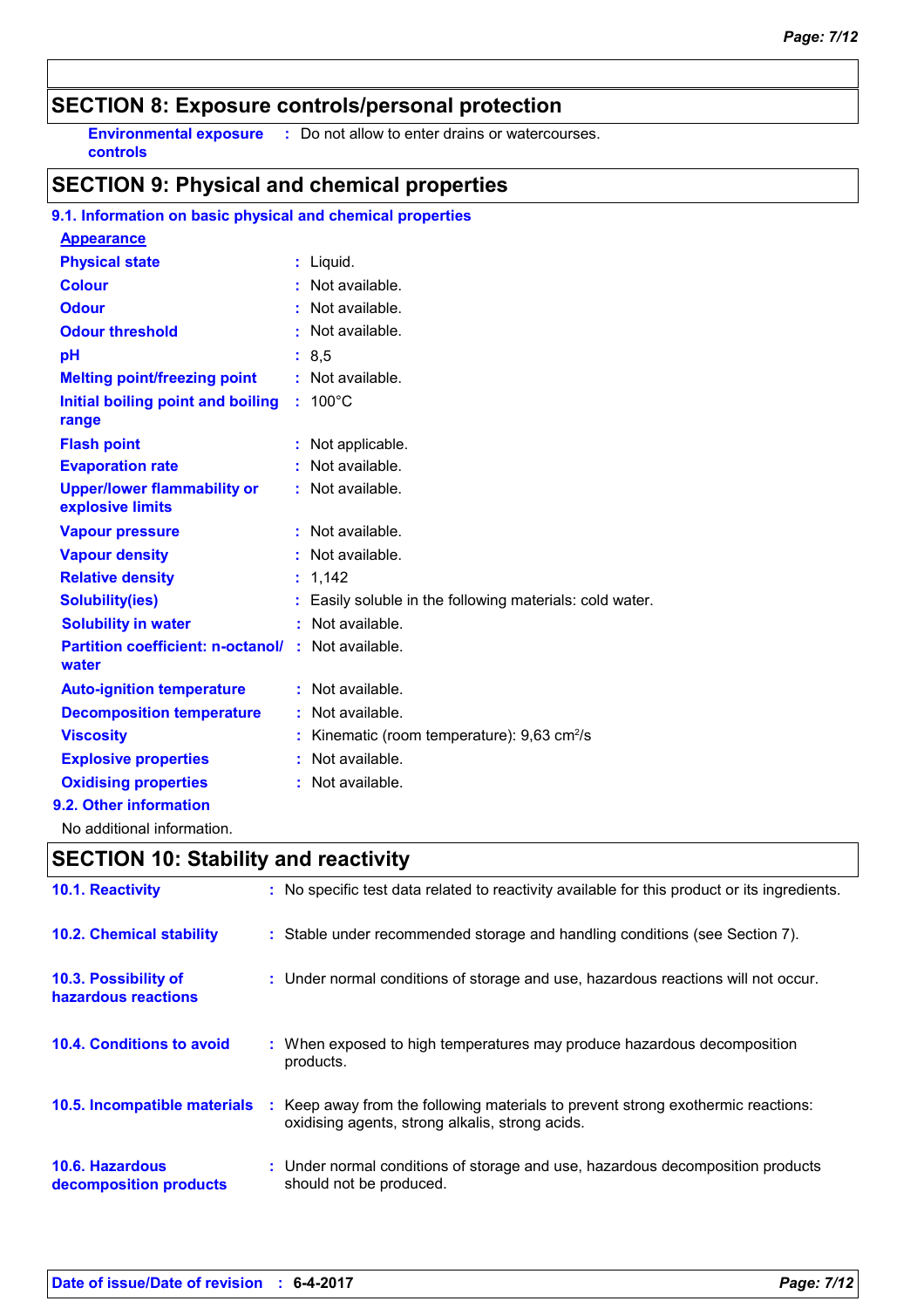## SECTION 8: Exposure controls/personal protection

| | |
|---|---|
| **Environmental exposure controls** | : Do not allow to enter drains or watercourses. |

## SECTION 9: Physical and chemical properties

### 9.1. Information on basic physical and chemical properties

**Appearance**

| | |
|---|---|
| **Physical state** | : Liquid. |
| **Colour** | : Not available. |
| **Odour** | : Not available. |
| **Odour threshold** | : Not available. |
| **pH** | : 8,5 |
| **Melting point/freezing point** | : Not available. |
| **Initial boiling point and boiling range** | : 100°C |
| **Flash point** | : Not applicable. |
| **Evaporation rate** | : Not available. |
| **Upper/lower flammability or explosive limits** | : Not available. |
| **Vapour pressure** | : Not available. |
| **Vapour density** | : Not available. |
| **Relative density** | : 1,142 |
| **Solubility(ies)** | : Easily soluble in the following materials: cold water. |
| **Solubility in water** | : Not available. |
| **Partition coefficient: n-octanol/ water** | : Not available. |
| **Auto-ignition temperature** | : Not available. |
| **Decomposition temperature** | : Not available. |
| **Viscosity** | : Kinematic (room temperature): 9,63 $cm^2/s$ |
| **Explosive properties** | : Not available. |
| **Oxidising properties** | : Not available. |

### 9.2. Other information

No additional information.

## SECTION 10: Stability and reactivity

| | |
|---|---|
| **10.1. Reactivity** | : No specific test data related to reactivity available for this product or its ingredients. |
| **10.2. Chemical stability** | : Stable under recommended storage and handling conditions (see Section 7). |
| **10.3. Possibility of hazardous reactions** | : Under normal conditions of storage and use, hazardous reactions will not occur. |
| **10.4. Conditions to avoid** | : When exposed to high temperatures may produce hazardous decomposition products. |
| **10.5. Incompatible materials** | : Keep away from the following materials to prevent strong exothermic reactions: oxidising agents, strong alkalis, strong acids. |
| **10.6. Hazardous decomposition products** | : Under normal conditions of storage and use, hazardous decomposition products should not be produced. |

**Date of issue/Date of revision** : **6-4-2017**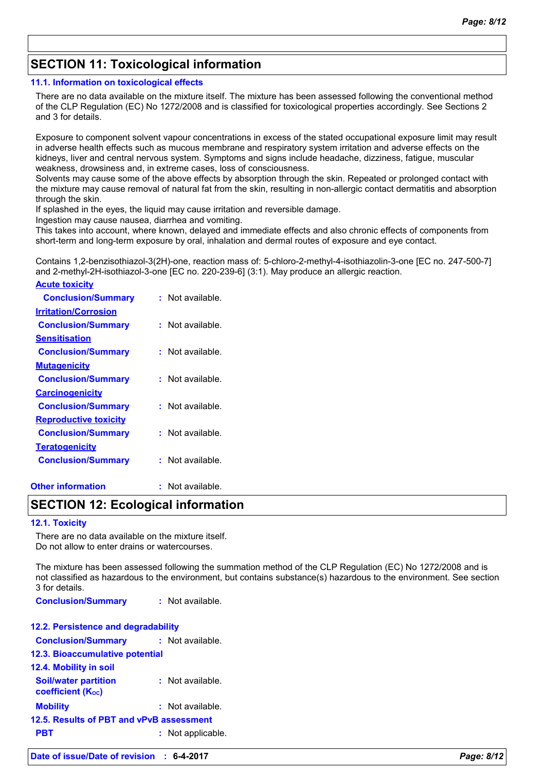## SECTION 11: Toxicological information

### 11.1. Information on toxicological effects

There are no data available on the mixture itself. The mixture has been assessed following the conventional method of the CLP Regulation (EC) No 1272/2008 and is classified for toxicological properties accordingly. See Sections 2 and 3 for details.

Exposure to component solvent vapour concentrations in excess of the stated occupational exposure limit may result in adverse health effects such as mucous membrane and respiratory system irritation and adverse effects on the kidneys, liver and central nervous system. Symptoms and signs include headache, dizziness, fatigue, muscular weakness, drowsiness and, in extreme cases, loss of consciousness.
Solvents may cause some of the above effects by absorption through the skin. Repeated or prolonged contact with the mixture may cause removal of natural fat from the skin, resulting in non-allergic contact dermatitis and absorption through the skin.
If splashed in the eyes, the liquid may cause irritation and reversible damage.
Ingestion may cause nausea, diarrhea and vomiting.
This takes into account, where known, delayed and immediate effects and also chronic effects of components from short-term and long-term exposure by oral, inhalation and dermal routes of exposure and eye contact.

Contains 1,2-benzisothiazol-3(2H)-one, reaction mass of: 5-chloro-2-methyl-4-isothiazolin-3-one [EC no. 247-500-7] and 2-methyl-2H-isothiazol-3-one [EC no. 220-239-6] (3:1). May produce an allergic reaction.

**Acute toxicity**

**Conclusion/Summary** : Not available.

**Irritation/Corrosion**

**Conclusion/Summary** : Not available.

**Sensitisation**

**Conclusion/Summary** : Not available.

**Mutagenicity**

**Conclusion/Summary** : Not available.

**Carcinogenicity**

**Conclusion/Summary** : Not available.

**Reproductive toxicity**

**Conclusion/Summary** : Not available.

**Teratogenicity**

**Conclusion/Summary** : Not available.

**Other information** : Not available.

## SECTION 12: Ecological information

### 12.1. Toxicity

There are no data available on the mixture itself.
Do not allow to enter drains or watercourses.

The mixture has been assessed following the summation method of the CLP Regulation (EC) No 1272/2008 and is not classified as hazardous to the environment, but contains substance(s) hazardous to the environment. See section 3 for details.

**Conclusion/Summary** : Not available.

### 12.2. Persistence and degradability

**Conclusion/Summary** : Not available.

### 12.3. Bioaccumulative potential

### 12.4. Mobility in soil

**Soil/water partition coefficient ($K_{OC}$)** : Not available.

**Mobility** : Not available.

### 12.5. Results of PBT and vPvB assessment

**PBT** : Not applicable.

**Date of issue/Date of revision** : **6-4-2017**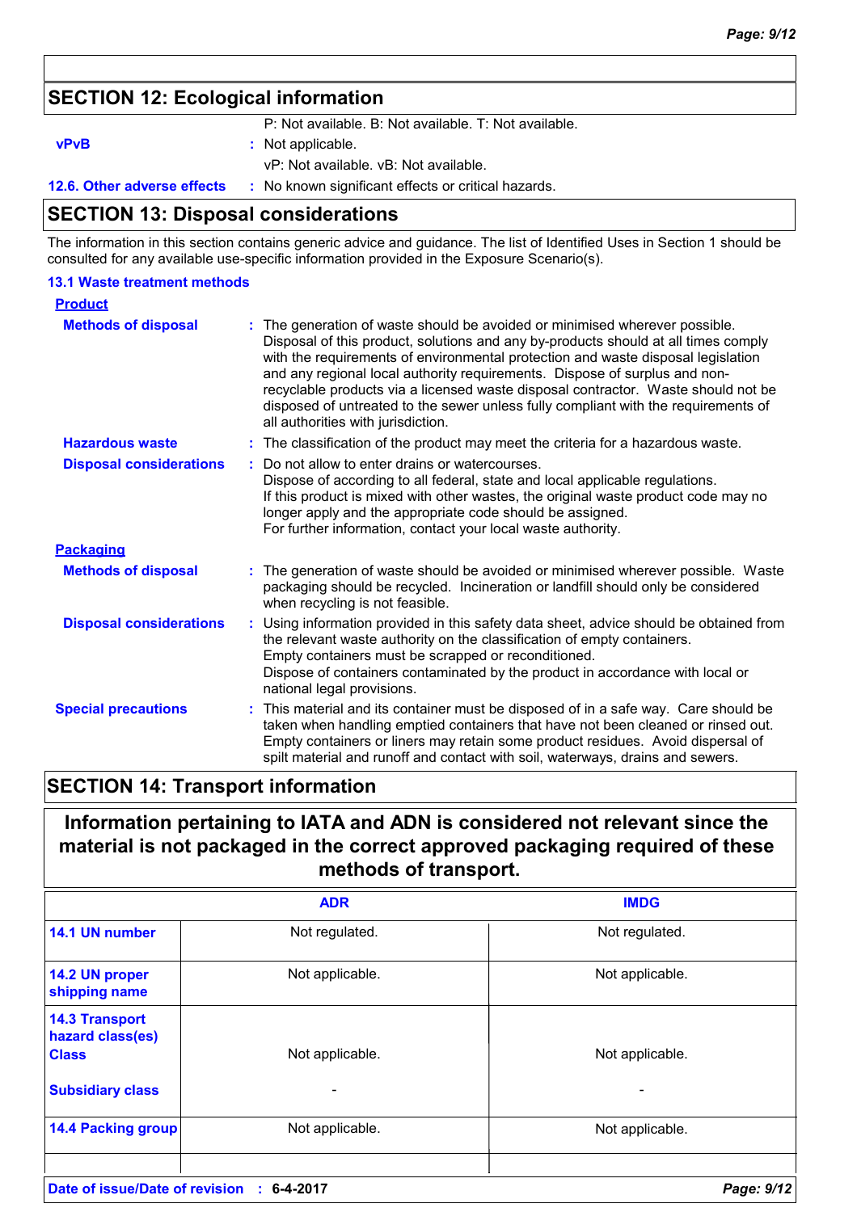## SECTION 12: Ecological information

P: Not available. B: Not available. T: Not available.

**vPvB** : Not applicable.

vP: Not available. vB: Not available.

**12.6. Other adverse effects** : No known significant effects or critical hazards.

## SECTION 13: Disposal considerations

The information in this section contains generic advice and guidance. The list of Identified Uses in Section 1 should be consulted for any available use-specific information provided in the Exposure Scenario(s).

### 13.1 Waste treatment methods

**Product**

**Methods of disposal** : The generation of waste should be avoided or minimised wherever possible. Disposal of this product, solutions and any by-products should at all times comply with the requirements of environmental protection and waste disposal legislation and any regional local authority requirements. Dispose of surplus and non-recyclable products via a licensed waste disposal contractor. Waste should not be disposed of untreated to the sewer unless fully compliant with the requirements of all authorities with jurisdiction.

**Hazardous waste** : The classification of the product may meet the criteria for a hazardous waste.

**Disposal considerations** : Do not allow to enter drains or watercourses.
Dispose of according to all federal, state and local applicable regulations.
If this product is mixed with other wastes, the original waste product code may no longer apply and the appropriate code should be assigned.
For further information, contact your local waste authority.

**Packaging**

**Methods of disposal** : The generation of waste should be avoided or minimised wherever possible. Waste packaging should be recycled. Incineration or landfill should only be considered when recycling is not feasible.

**Disposal considerations** : Using information provided in this safety data sheet, advice should be obtained from the relevant waste authority on the classification of empty containers.
Empty containers must be scrapped or reconditioned.
Dispose of containers contaminated by the product in accordance with local or national legal provisions.

**Special precautions** : This material and its container must be disposed of in a safe way. Care should be taken when handling emptied containers that have not been cleaned or rinsed out. Empty containers or liners may retain some product residues. Avoid dispersal of spilt material and runoff and contact with soil, waterways, drains and sewers.

## SECTION 14: Transport information

**Information pertaining to IATA and ADN is considered not relevant since the material is not packaged in the correct approved packaging required of these methods of transport.**

| | ADR | IMDG |
|---|---|---|
| 14.1 UN number | Not regulated. | Not regulated. |
| 14.2 UN proper shipping name | Not applicable. | Not applicable. |
| 14.3 Transport hazard class(es) Class | Not applicable. | Not applicable. |
| Subsidiary class | - | - |
| 14.4 Packing group | Not applicable. | Not applicable. |

**Date of issue/Date of revision** : 6-4-2017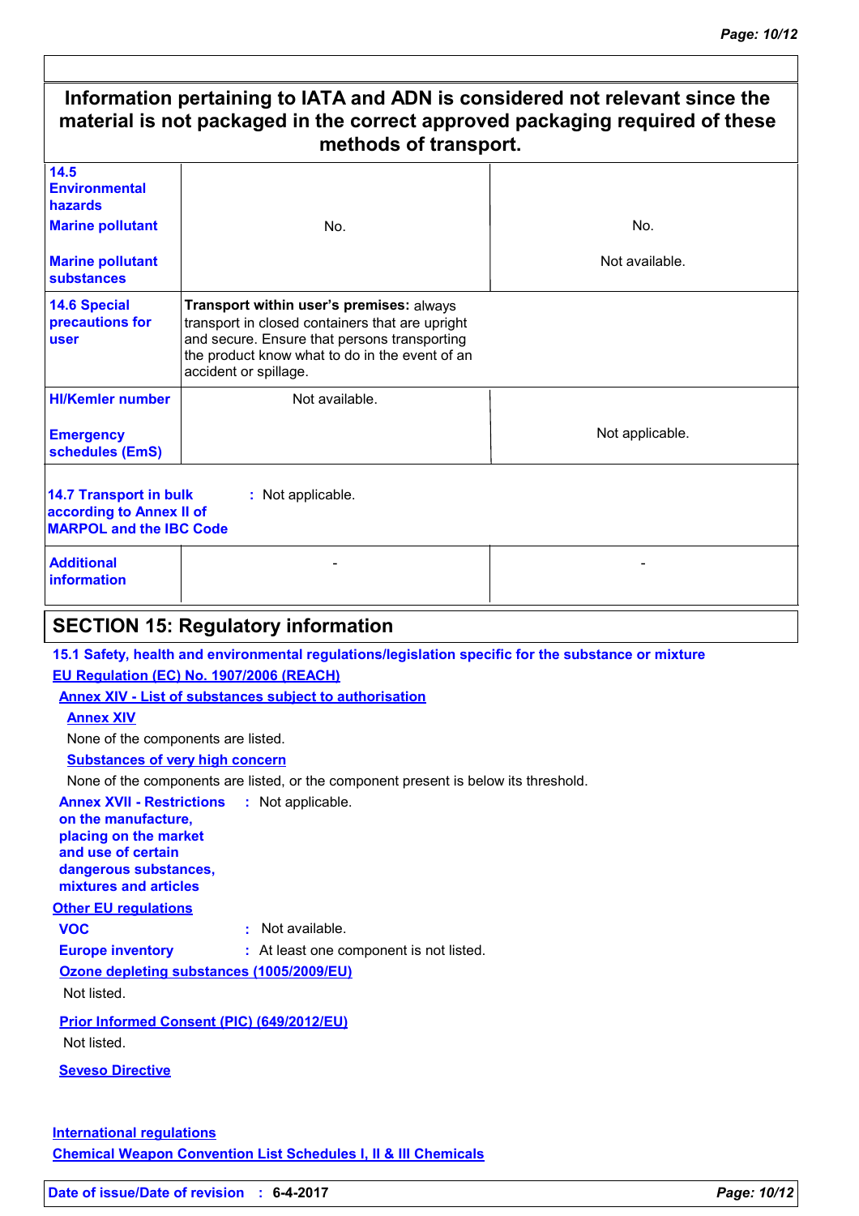| |
|---|
| |

**Information pertaining to IATA and ADN is considered not relevant since the material is not packaged in the correct approved packaging required of these methods of transport.**

| | | |
|---|---|---|
| **14.5 Environmental hazards** | | |
| **Marine pollutant** | No. | No. |
| **Marine pollutant substances** | | Not available. |
| **14.6 Special precautions for user** | **Transport within user's premises:** always transport in closed containers that are upright and secure. Ensure that persons transporting the product know what to do in the event of an accident or spillage. | |
| **HI/Kemler number** | Not available. | |
| **Emergency schedules (EmS)** | | Not applicable. |

**14.7 Transport in bulk according to Annex II of MARPOL and the IBC Code** : Not applicable.

| | | |
|---|---|---|
| **Additional information** | - | - |

## SECTION 15: Regulatory information

**15.1 Safety, health and environmental regulations/legislation specific for the substance or mixture**

**EU Regulation (EC) No. 1907/2006 (REACH)**

**Annex XIV - List of substances subject to authorisation**

**Annex XIV**

None of the components are listed.

**Substances of very high concern**

None of the components are listed, or the component present is below its threshold.

**Annex XVII - Restrictions on the manufacture, placing on the market and use of certain dangerous substances, mixtures and articles** : Not applicable.

**Other EU regulations**

**VOC** : Not available.

**Europe inventory** : At least one component is not listed.

**Ozone depleting substances (1005/2009/EU)**

Not listed.

**Prior Informed Consent (PIC) (649/2012/EU)**

Not listed.

**Seveso Directive**

**International regulations**

**Chemical Weapon Convention List Schedules I, II & III Chemicals**

**Date of issue/Date of revision** : **6-4-2017**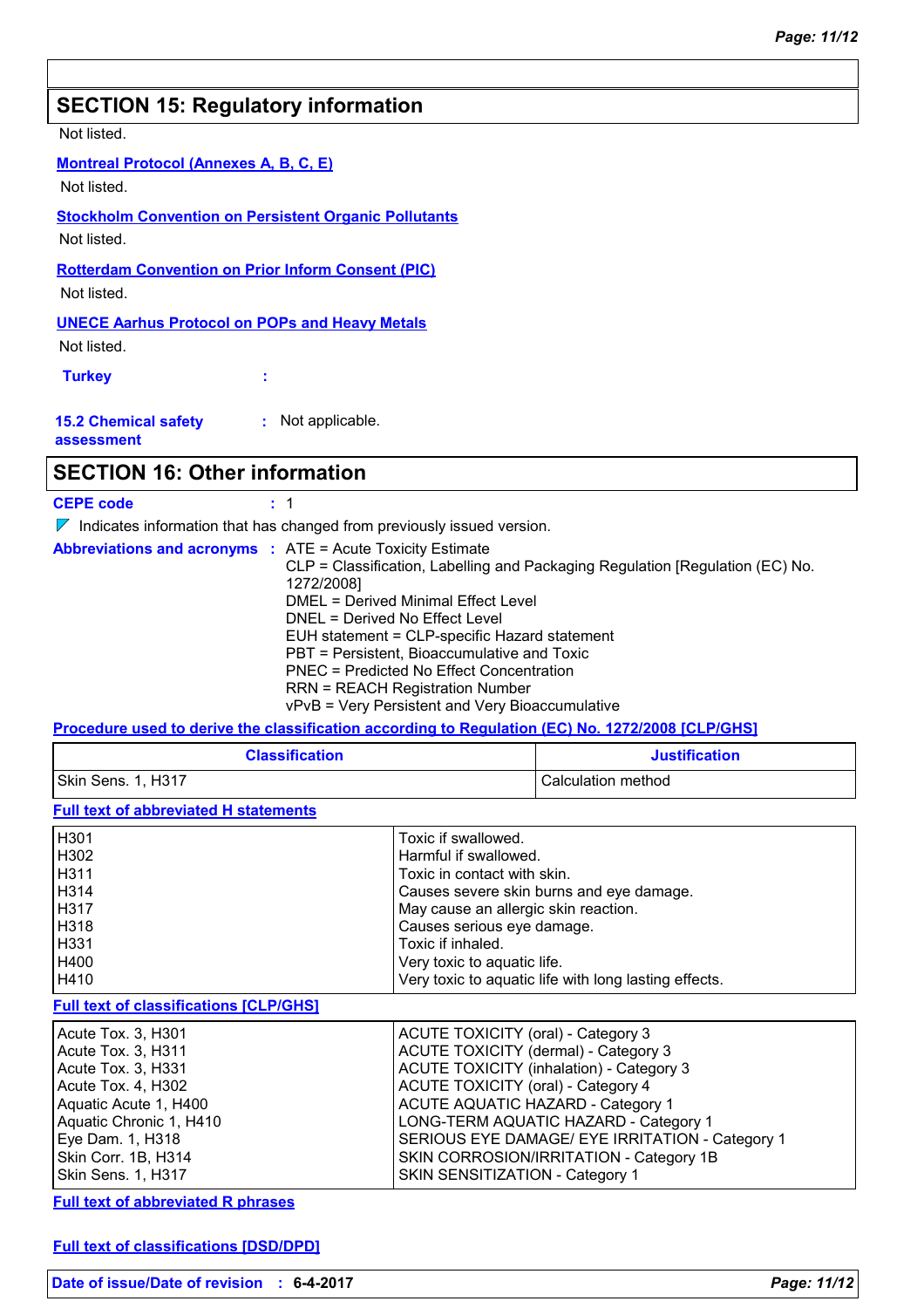## SECTION 15: Regulatory information

Not listed.

**Montreal Protocol (Annexes A, B, C, E)**

Not listed.

**Stockholm Convention on Persistent Organic Pollutants**

Not listed.

**Rotterdam Convention on Prior Inform Consent (PIC)**

Not listed.

**UNECE Aarhus Protocol on POPs and Heavy Metals**

Not listed.

**Turkey** :

**15.2 Chemical safety assessment** : Not applicable.

## SECTION 16: Other information

**CEPE code** : 1

Indicates information that has changed from previously issued version.

**Abbreviations and acronyms** : ATE = Acute Toxicity Estimate
CLP = Classification, Labelling and Packaging Regulation [Regulation (EC) No. 1272/2008]
DMEL = Derived Minimal Effect Level
DNEL = Derived No Effect Level
EUH statement = CLP-specific Hazard statement
PBT = Persistent, Bioaccumulative and Toxic
PNEC = Predicted No Effect Concentration
RRN = REACH Registration Number
vPvB = Very Persistent and Very Bioaccumulative

**Procedure used to derive the classification according to Regulation (EC) No. 1272/2008 [CLP/GHS]**

| Classification | Justification |
|---|---|
| Skin Sens. 1, H317 | Calculation method |

**Full text of abbreviated H statements**

| | |
|---|---|
| H301 | Toxic if swallowed. |
| H302 | Harmful if swallowed. |
| H311 | Toxic in contact with skin. |
| H314 | Causes severe skin burns and eye damage. |
| H317 | May cause an allergic skin reaction. |
| H318 | Causes serious eye damage. |
| H331 | Toxic if inhaled. |
| H400 | Very toxic to aquatic life. |
| H410 | Very toxic to aquatic life with long lasting effects. |

**Full text of classifications [CLP/GHS]**

| | |
|---|---|
| Acute Tox. 3, H301 | ACUTE TOXICITY (oral) - Category 3 |
| Acute Tox. 3, H311 | ACUTE TOXICITY (dermal) - Category 3 |
| Acute Tox. 3, H331 | ACUTE TOXICITY (inhalation) - Category 3 |
| Acute Tox. 4, H302 | ACUTE TOXICITY (oral) - Category 4 |
| Aquatic Acute 1, H400 | ACUTE AQUATIC HAZARD - Category 1 |
| Aquatic Chronic 1, H410 | LONG-TERM AQUATIC HAZARD - Category 1 |
| Eye Dam. 1, H318 | SERIOUS EYE DAMAGE/ EYE IRRITATION - Category 1 |
| Skin Corr. 1B, H314 | SKIN CORROSION/IRRITATION - Category 1B |
| Skin Sens. 1, H317 | SKIN SENSITIZATION - Category 1 |

**Full text of abbreviated R phrases**

**Full text of classifications [DSD/DPD]**

**Date of issue/Date of revision** : **6-4-2017**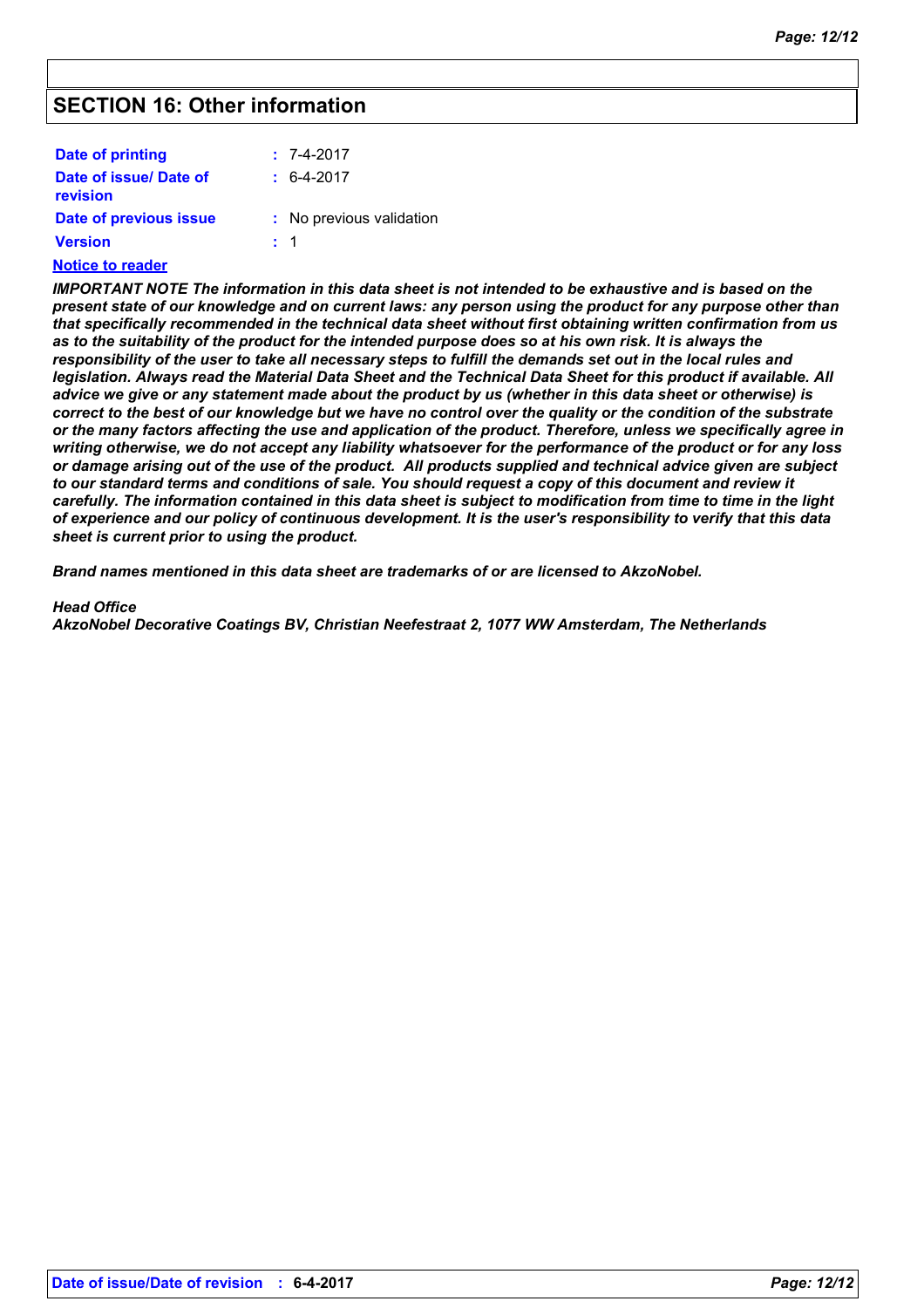## SECTION 16: Other information

| | |
|---|---|
| **Date of printing** | : 7-4-2017 |
| **Date of issue/ Date of revision** | : 6-4-2017 |
| **Date of previous issue** | : No previous validation |
| **Version** | : 1 |

**Notice to reader**

***IMPORTANT NOTE The information in this data sheet is not intended to be exhaustive and is based on the present state of our knowledge and on current laws: any person using the product for any purpose other than that specifically recommended in the technical data sheet without first obtaining written confirmation from us as to the suitability of the product for the intended purpose does so at his own risk. It is always the responsibility of the user to take all necessary steps to fulfill the demands set out in the local rules and legislation. Always read the Material Data Sheet and the Technical Data Sheet for this product if available. All advice we give or any statement made about the product by us (whether in this data sheet or otherwise) is correct to the best of our knowledge but we have no control over the quality or the condition of the substrate or the many factors affecting the use and application of the product. Therefore, unless we specifically agree in writing otherwise, we do not accept any liability whatsoever for the performance of the product or for any loss or damage arising out of the use of the product. All products supplied and technical advice given are subject to our standard terms and conditions of sale. You should request a copy of this document and review it carefully. The information contained in this data sheet is subject to modification from time to time in the light of experience and our policy of continuous development. It is the user's responsibility to verify that this data sheet is current prior to using the product.***

***Brand names mentioned in this data sheet are trademarks of or are licensed to AkzoNobel.***

***Head Office***
***AkzoNobel Decorative Coatings BV, Christian Neefestraat 2, 1077 WW Amsterdam, The Netherlands***